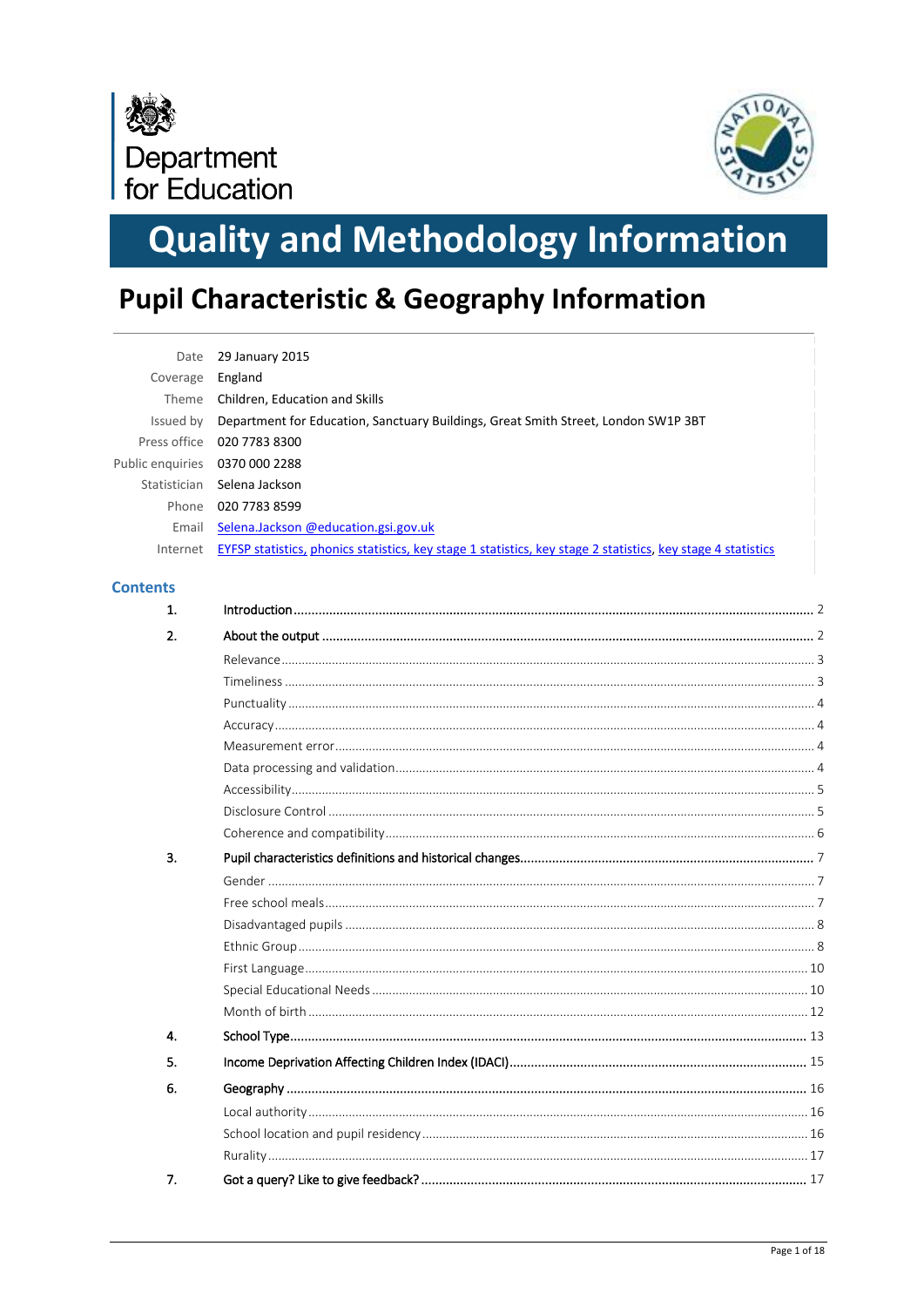Department for Education

# Quality and Methodology Information

## Pupil Characteristic & Geography Information

| | |
|---|---|
| Date | 29 January 2015 |
| Coverage | England |
| Theme | Children, Education and Skills |
| Issued by | Department for Education, Sanctuary Buildings, Great Smith Street, London SW1P 3BT |
| Press office | 020 7783 8300 |
| Public enquiries | 0370 000 2288 |
| Statistician | Selena Jackson |
| Phone | 020 7783 8599 |
| Email | Selena.Jackson @education.gsi.gov.uk |
| Internet | EYFSP statistics, phonics statistics, key stage 1 statistics, key stage 2 statistics, key stage 4 statistics |

### Contents

1. Introduction .... 2
2. About the output .... 2
   - Relevance .... 3
   - Timeliness .... 3
   - Punctuality .... 4
   - Accuracy .... 4
   - Measurement error .... 4
   - Data processing and validation .... 4
   - Accessibility .... 5
   - Disclosure Control .... 5
   - Coherence and compatibility .... 6
3. Pupil characteristics definitions and historical changes .... 7
   - Gender .... 7
   - Free school meals .... 7
   - Disadvantaged pupils .... 8
   - Ethnic Group .... 8
   - First Language .... 10
   - Special Educational Needs .... 10
   - Month of birth .... 12
4. School Type .... 13
5. Income Deprivation Affecting Children Index (IDACI) .... 15
6. Geography .... 16
   - Local authority .... 16
   - School location and pupil residency .... 16
   - Rurality .... 17
7. Got a query? Like to give feedback? .... 17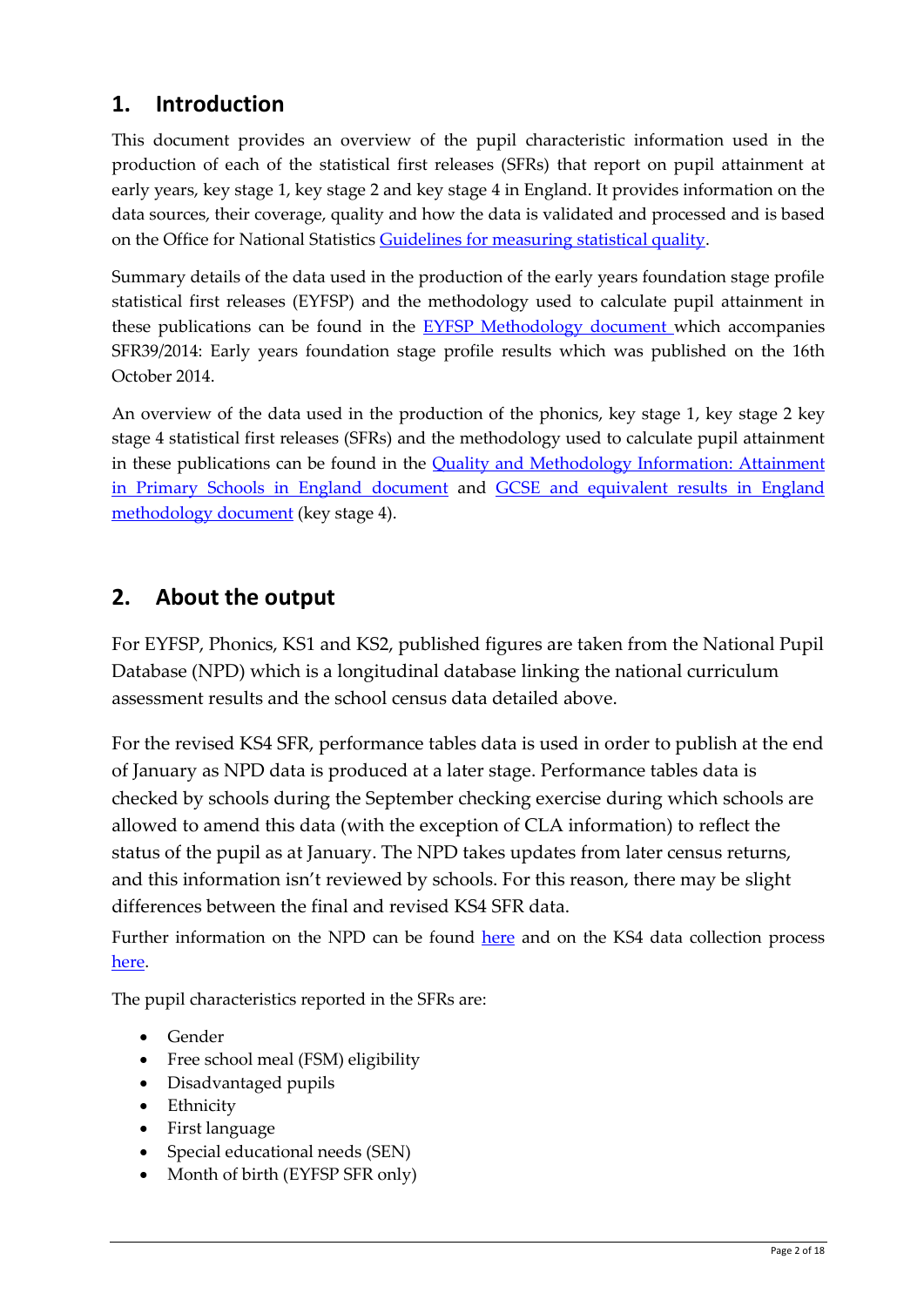## 1. Introduction

This document provides an overview of the pupil characteristic information used in the production of each of the statistical first releases (SFRs) that report on pupil attainment at early years, key stage 1, key stage 2 and key stage 4 in England. It provides information on the data sources, their coverage, quality and how the data is validated and processed and is based on the Office for National Statistics Guidelines for measuring statistical quality.

Summary details of the data used in the production of the early years foundation stage profile statistical first releases (EYFSP) and the methodology used to calculate pupil attainment in these publications can be found in the EYFSP Methodology document which accompanies SFR39/2014: Early years foundation stage profile results which was published on the 16th October 2014.

An overview of the data used in the production of the phonics, key stage 1, key stage 2 key stage 4 statistical first releases (SFRs) and the methodology used to calculate pupil attainment in these publications can be found in the Quality and Methodology Information: Attainment in Primary Schools in England document and GCSE and equivalent results in England methodology document (key stage 4).

## 2. About the output

For EYFSP, Phonics, KS1 and KS2, published figures are taken from the National Pupil Database (NPD) which is a longitudinal database linking the national curriculum assessment results and the school census data detailed above.

For the revised KS4 SFR, performance tables data is used in order to publish at the end of January as NPD data is produced at a later stage. Performance tables data is checked by schools during the September checking exercise during which schools are allowed to amend this data (with the exception of CLA information) to reflect the status of the pupil as at January. The NPD takes updates from later census returns, and this information isn't reviewed by schools. For this reason, there may be slight differences between the final and revised KS4 SFR data.

Further information on the NPD can be found here and on the KS4 data collection process here.

The pupil characteristics reported in the SFRs are:

- Gender
- Free school meal (FSM) eligibility
- Disadvantaged pupils
- Ethnicity
- First language
- Special educational needs (SEN)
- Month of birth (EYFSP SFR only)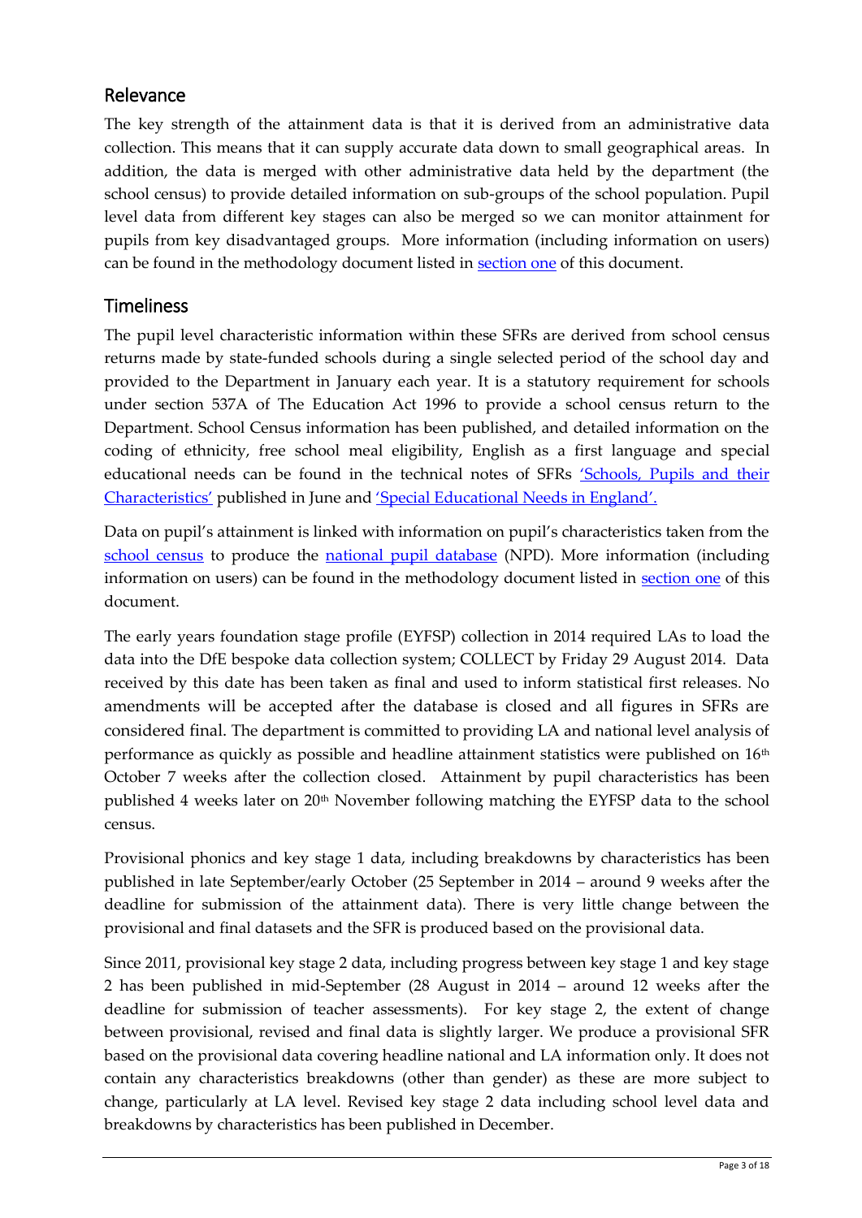## Relevance

The key strength of the attainment data is that it is derived from an administrative data collection. This means that it can supply accurate data down to small geographical areas. In addition, the data is merged with other administrative data held by the department (the school census) to provide detailed information on sub-groups of the school population. Pupil level data from different key stages can also be merged so we can monitor attainment for pupils from key disadvantaged groups. More information (including information on users) can be found in the methodology document listed in section one of this document.

## Timeliness

The pupil level characteristic information within these SFRs are derived from school census returns made by state-funded schools during a single selected period of the school day and provided to the Department in January each year. It is a statutory requirement for schools under section 537A of The Education Act 1996 to provide a school census return to the Department. School Census information has been published, and detailed information on the coding of ethnicity, free school meal eligibility, English as a first language and special educational needs can be found in the technical notes of SFRs 'Schools, Pupils and their Characteristics' published in June and 'Special Educational Needs in England'.

Data on pupil's attainment is linked with information on pupil's characteristics taken from the school census to produce the national pupil database (NPD). More information (including information on users) can be found in the methodology document listed in section one of this document.

The early years foundation stage profile (EYFSP) collection in 2014 required LAs to load the data into the DfE bespoke data collection system; COLLECT by Friday 29 August 2014. Data received by this date has been taken as final and used to inform statistical first releases. No amendments will be accepted after the database is closed and all figures in SFRs are considered final. The department is committed to providing LA and national level analysis of performance as quickly as possible and headline attainment statistics were published on 16th October 7 weeks after the collection closed. Attainment by pupil characteristics has been published 4 weeks later on 20th November following matching the EYFSP data to the school census.

Provisional phonics and key stage 1 data, including breakdowns by characteristics has been published in late September/early October (25 September in 2014 – around 9 weeks after the deadline for submission of the attainment data). There is very little change between the provisional and final datasets and the SFR is produced based on the provisional data.

Since 2011, provisional key stage 2 data, including progress between key stage 1 and key stage 2 has been published in mid-September (28 August in 2014 – around 12 weeks after the deadline for submission of teacher assessments). For key stage 2, the extent of change between provisional, revised and final data is slightly larger. We produce a provisional SFR based on the provisional data covering headline national and LA information only. It does not contain any characteristics breakdowns (other than gender) as these are more subject to change, particularly at LA level. Revised key stage 2 data including school level data and breakdowns by characteristics has been published in December.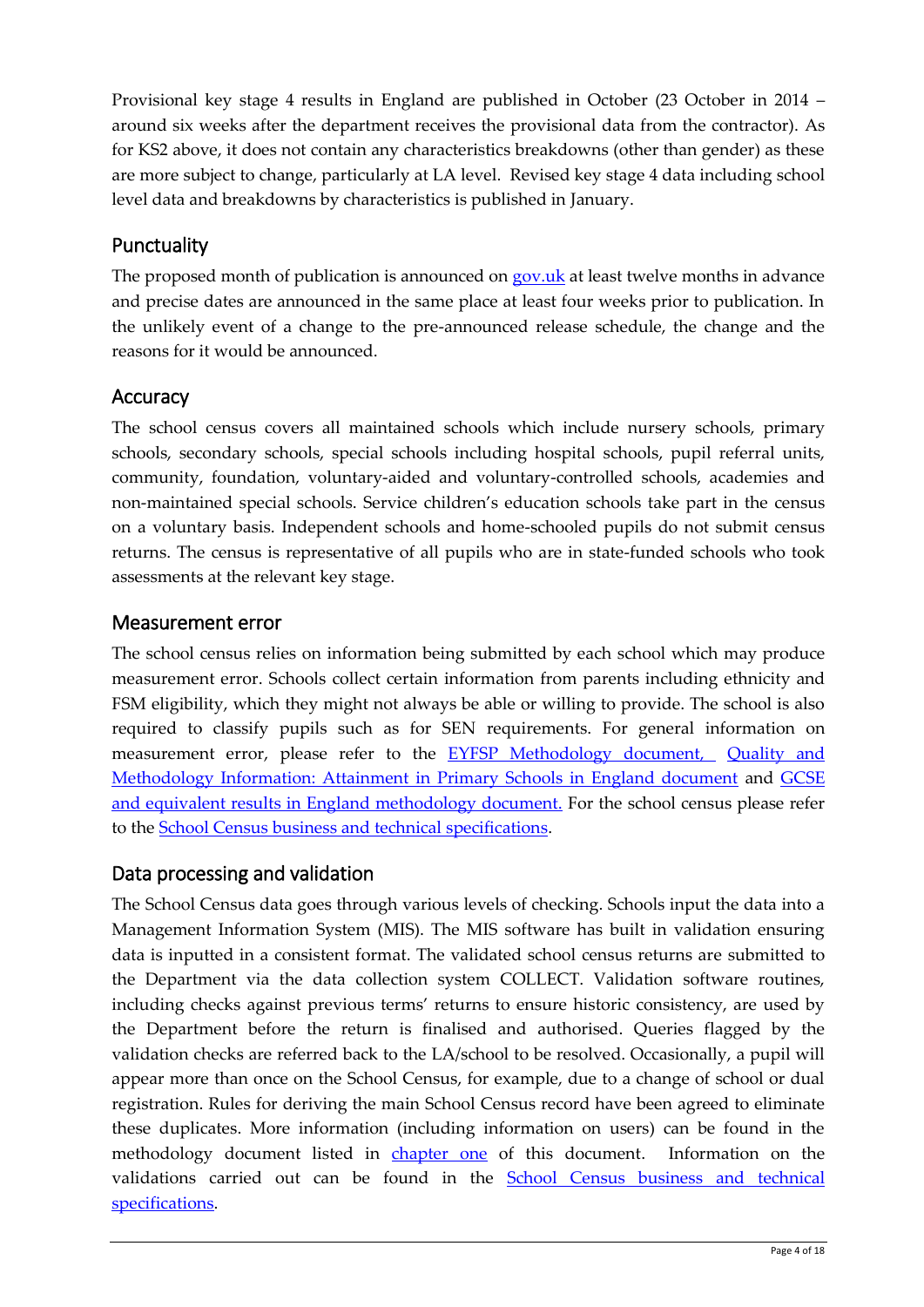Provisional key stage 4 results in England are published in October (23 October in 2014 – around six weeks after the department receives the provisional data from the contractor). As for KS2 above, it does not contain any characteristics breakdowns (other than gender) as these are more subject to change, particularly at LA level. Revised key stage 4 data including school level data and breakdowns by characteristics is published in January.

## Punctuality

The proposed month of publication is announced on [gov.uk](gov.uk) at least twelve months in advance and precise dates are announced in the same place at least four weeks prior to publication. In the unlikely event of a change to the pre-announced release schedule, the change and the reasons for it would be announced.

## Accuracy

The school census covers all maintained schools which include nursery schools, primary schools, secondary schools, special schools including hospital schools, pupil referral units, community, foundation, voluntary-aided and voluntary-controlled schools, academies and non-maintained special schools. Service children's education schools take part in the census on a voluntary basis. Independent schools and home-schooled pupils do not submit census returns. The census is representative of all pupils who are in state-funded schools who took assessments at the relevant key stage.

## Measurement error

The school census relies on information being submitted by each school which may produce measurement error. Schools collect certain information from parents including ethnicity and FSM eligibility, which they might not always be able or willing to provide. The school is also required to classify pupils such as for SEN requirements. For general information on measurement error, please refer to the EYFSP Methodology document, Quality and Methodology Information: Attainment in Primary Schools in England document and GCSE and equivalent results in England methodology document. For the school census please refer to the School Census business and technical specifications.

## Data processing and validation

The School Census data goes through various levels of checking. Schools input the data into a Management Information System (MIS). The MIS software has built in validation ensuring data is inputted in a consistent format. The validated school census returns are submitted to the Department via the data collection system COLLECT. Validation software routines, including checks against previous terms' returns to ensure historic consistency, are used by the Department before the return is finalised and authorised. Queries flagged by the validation checks are referred back to the LA/school to be resolved. Occasionally, a pupil will appear more than once on the School Census, for example, due to a change of school or dual registration. Rules for deriving the main School Census record have been agreed to eliminate these duplicates. More information (including information on users) can be found in the methodology document listed in chapter one of this document. Information on the validations carried out can be found in the School Census business and technical specifications.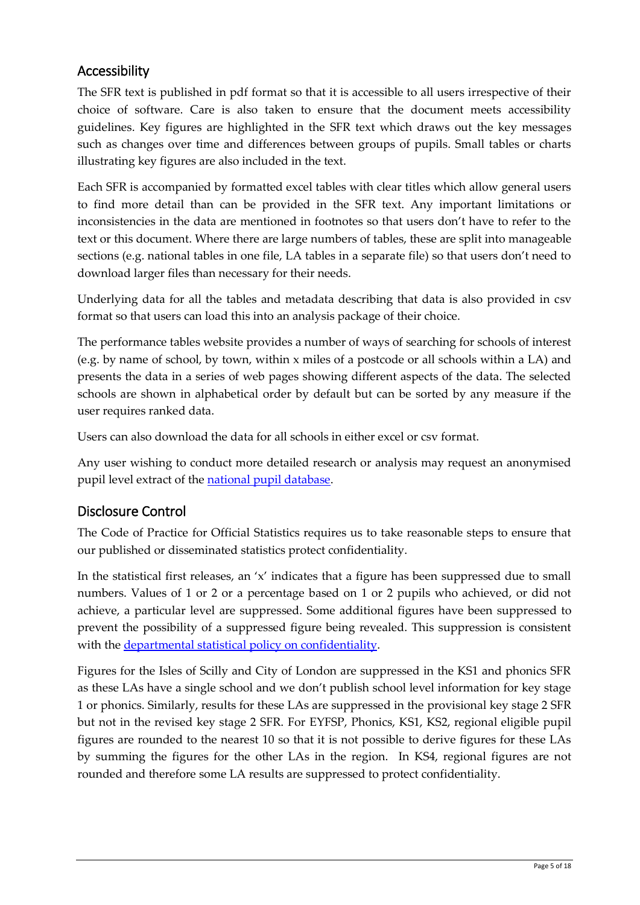## Accessibility

The SFR text is published in pdf format so that it is accessible to all users irrespective of their choice of software. Care is also taken to ensure that the document meets accessibility guidelines. Key figures are highlighted in the SFR text which draws out the key messages such as changes over time and differences between groups of pupils. Small tables or charts illustrating key figures are also included in the text.

Each SFR is accompanied by formatted excel tables with clear titles which allow general users to find more detail than can be provided in the SFR text. Any important limitations or inconsistencies in the data are mentioned in footnotes so that users don't have to refer to the text or this document. Where there are large numbers of tables, these are split into manageable sections (e.g. national tables in one file, LA tables in a separate file) so that users don't need to download larger files than necessary for their needs.

Underlying data for all the tables and metadata describing that data is also provided in csv format so that users can load this into an analysis package of their choice.

The performance tables website provides a number of ways of searching for schools of interest (e.g. by name of school, by town, within x miles of a postcode or all schools within a LA) and presents the data in a series of web pages showing different aspects of the data. The selected schools are shown in alphabetical order by default but can be sorted by any measure if the user requires ranked data.

Users can also download the data for all schools in either excel or csv format.

Any user wishing to conduct more detailed research or analysis may request an anonymised pupil level extract of the national pupil database.

## Disclosure Control

The Code of Practice for Official Statistics requires us to take reasonable steps to ensure that our published or disseminated statistics protect confidentiality.

In the statistical first releases, an 'x' indicates that a figure has been suppressed due to small numbers. Values of 1 or 2 or a percentage based on 1 or 2 pupils who achieved, or did not achieve, a particular level are suppressed. Some additional figures have been suppressed to prevent the possibility of a suppressed figure being revealed. This suppression is consistent with the departmental statistical policy on confidentiality.

Figures for the Isles of Scilly and City of London are suppressed in the KS1 and phonics SFR as these LAs have a single school and we don't publish school level information for key stage 1 or phonics. Similarly, results for these LAs are suppressed in the provisional key stage 2 SFR but not in the revised key stage 2 SFR. For EYFSP, Phonics, KS1, KS2, regional eligible pupil figures are rounded to the nearest 10 so that it is not possible to derive figures for these LAs by summing the figures for the other LAs in the region. In KS4, regional figures are not rounded and therefore some LA results are suppressed to protect confidentiality.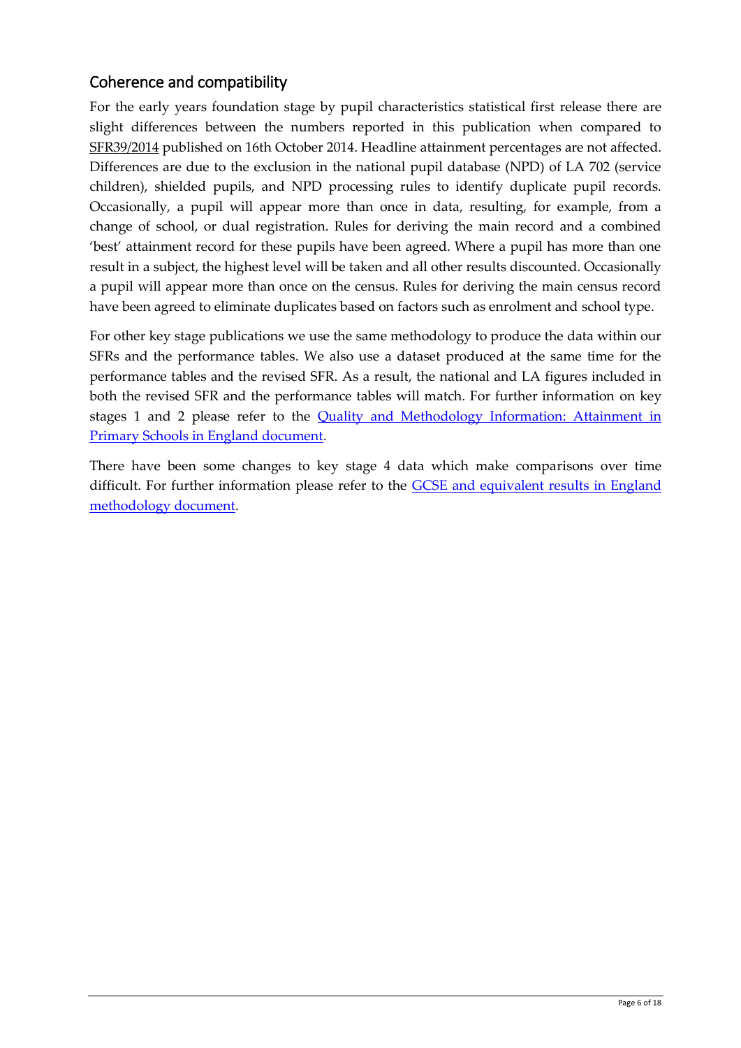## Coherence and compatibility

For the early years foundation stage by pupil characteristics statistical first release there are slight differences between the numbers reported in this publication when compared to SFR39/2014 published on 16th October 2014. Headline attainment percentages are not affected. Differences are due to the exclusion in the national pupil database (NPD) of LA 702 (service children), shielded pupils, and NPD processing rules to identify duplicate pupil records. Occasionally, a pupil will appear more than once in data, resulting, for example, from a change of school, or dual registration. Rules for deriving the main record and a combined 'best' attainment record for these pupils have been agreed. Where a pupil has more than one result in a subject, the highest level will be taken and all other results discounted. Occasionally a pupil will appear more than once on the census. Rules for deriving the main census record have been agreed to eliminate duplicates based on factors such as enrolment and school type.

For other key stage publications we use the same methodology to produce the data within our SFRs and the performance tables. We also use a dataset produced at the same time for the performance tables and the revised SFR. As a result, the national and LA figures included in both the revised SFR and the performance tables will match. For further information on key stages 1 and 2 please refer to the Quality and Methodology Information: Attainment in Primary Schools in England document.

There have been some changes to key stage 4 data which make comparisons over time difficult. For further information please refer to the GCSE and equivalent results in England methodology document.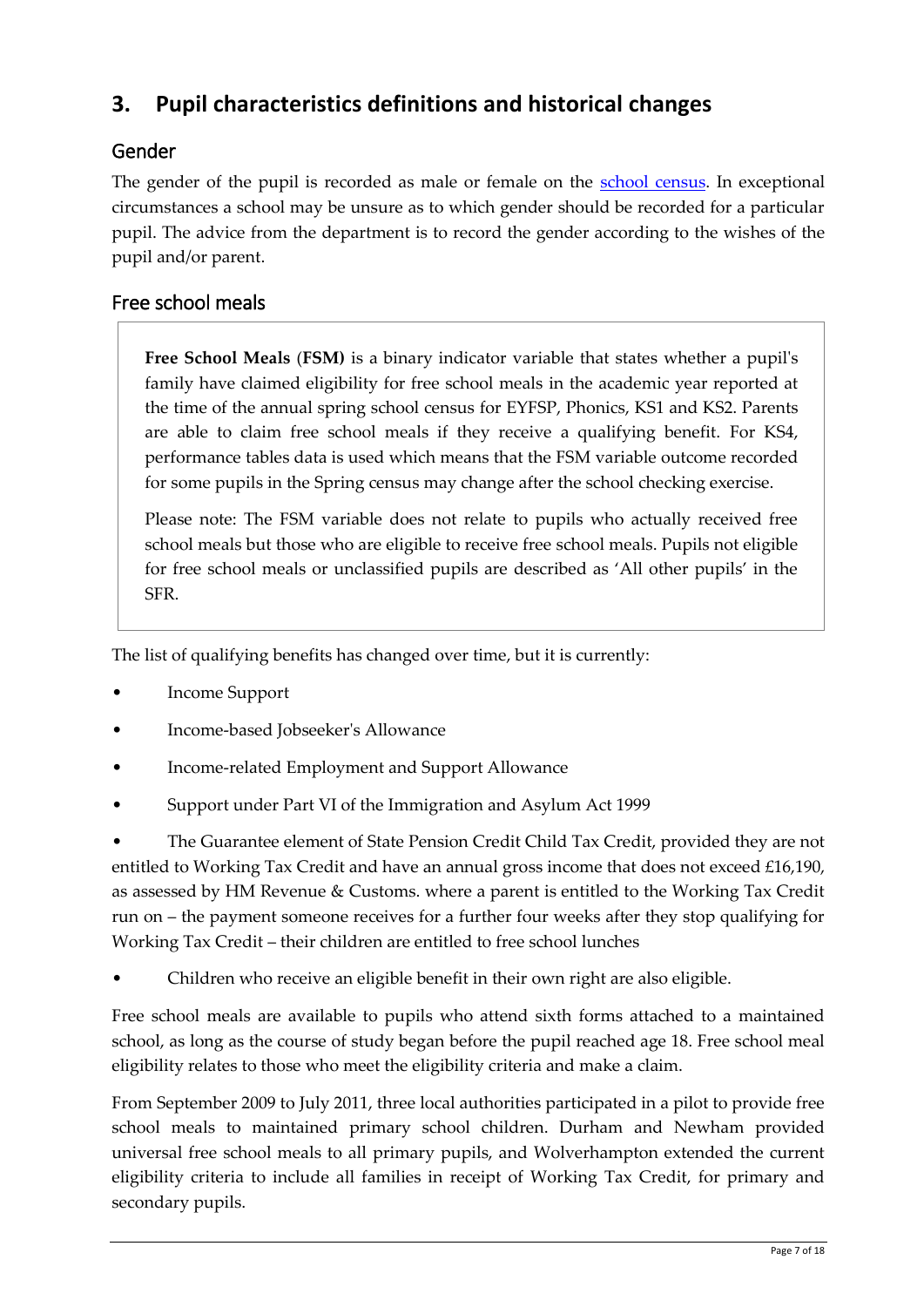# 3. Pupil characteristics definitions and historical changes

## Gender

The gender of the pupil is recorded as male or female on the [school census](). In exceptional circumstances a school may be unsure as to which gender should be recorded for a particular pupil. The advice from the department is to record the gender according to the wishes of the pupil and/or parent.

## Free school meals

**Free School Meals** (**FSM)** is a binary indicator variable that states whether a pupil's family have claimed eligibility for free school meals in the academic year reported at the time of the annual spring school census for EYFSP, Phonics, KS1 and KS2. Parents are able to claim free school meals if they receive a qualifying benefit. For KS4, performance tables data is used which means that the FSM variable outcome recorded for some pupils in the Spring census may change after the school checking exercise.

Please note: The FSM variable does not relate to pupils who actually received free school meals but those who are eligible to receive free school meals. Pupils not eligible for free school meals or unclassified pupils are described as 'All other pupils' in the SFR.

The list of qualifying benefits has changed over time, but it is currently:

- Income Support
- Income-based Jobseeker's Allowance
- Income-related Employment and Support Allowance
- Support under Part VI of the Immigration and Asylum Act 1999
- The Guarantee element of State Pension Credit Child Tax Credit, provided they are not entitled to Working Tax Credit and have an annual gross income that does not exceed £16,190, as assessed by HM Revenue & Customs. where a parent is entitled to the Working Tax Credit run on – the payment someone receives for a further four weeks after they stop qualifying for Working Tax Credit – their children are entitled to free school lunches
- Children who receive an eligible benefit in their own right are also eligible.

Free school meals are available to pupils who attend sixth forms attached to a maintained school, as long as the course of study began before the pupil reached age 18. Free school meal eligibility relates to those who meet the eligibility criteria and make a claim.

From September 2009 to July 2011, three local authorities participated in a pilot to provide free school meals to maintained primary school children. Durham and Newham provided universal free school meals to all primary pupils, and Wolverhampton extended the current eligibility criteria to include all families in receipt of Working Tax Credit, for primary and secondary pupils.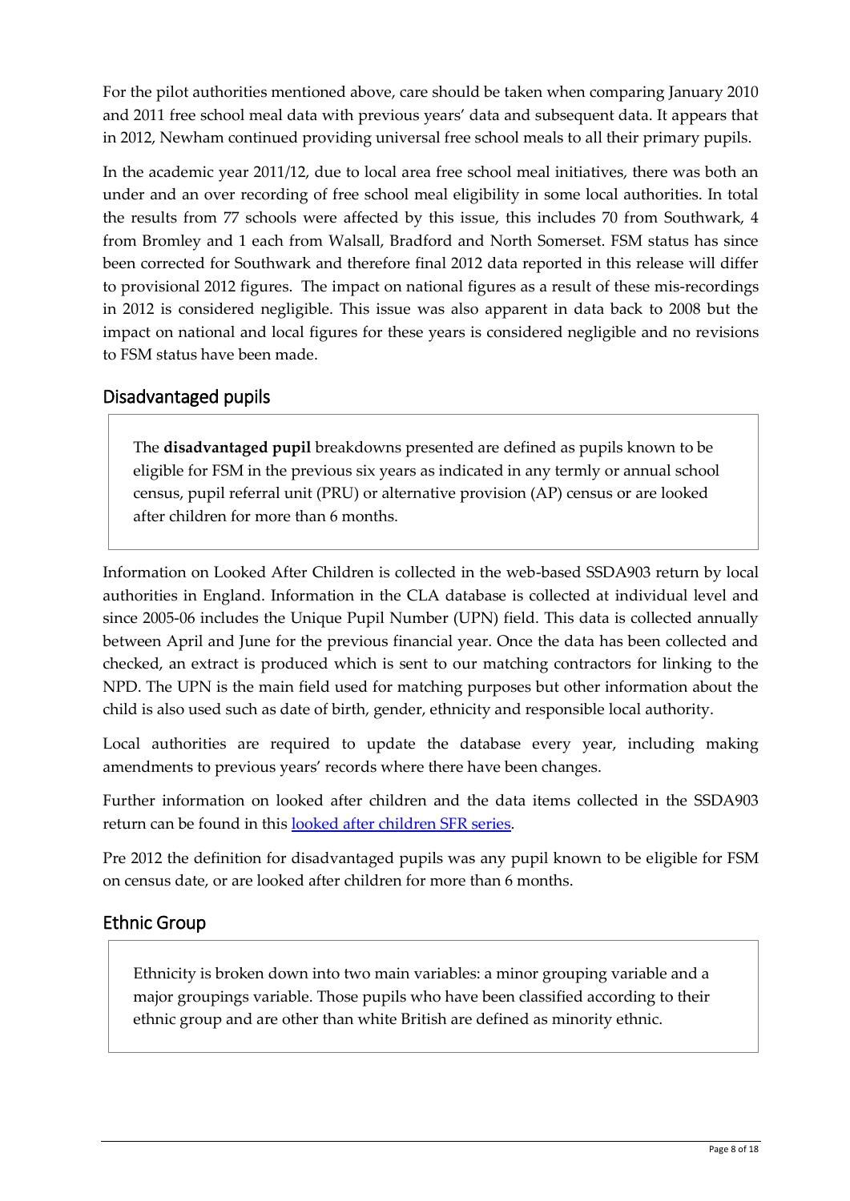For the pilot authorities mentioned above, care should be taken when comparing January 2010 and 2011 free school meal data with previous years' data and subsequent data. It appears that in 2012, Newham continued providing universal free school meals to all their primary pupils.

In the academic year 2011/12, due to local area free school meal initiatives, there was both an under and an over recording of free school meal eligibility in some local authorities. In total the results from 77 schools were affected by this issue, this includes 70 from Southwark, 4 from Bromley and 1 each from Walsall, Bradford and North Somerset. FSM status has since been corrected for Southwark and therefore final 2012 data reported in this release will differ to provisional 2012 figures. The impact on national figures as a result of these mis-recordings in 2012 is considered negligible. This issue was also apparent in data back to 2008 but the impact on national and local figures for these years is considered negligible and no revisions to FSM status have been made.

## Disadvantaged pupils

The **disadvantaged pupil** breakdowns presented are defined as pupils known to be eligible for FSM in the previous six years as indicated in any termly or annual school census, pupil referral unit (PRU) or alternative provision (AP) census or are looked after children for more than 6 months.

Information on Looked After Children is collected in the web-based SSDA903 return by local authorities in England. Information in the CLA database is collected at individual level and since 2005-06 includes the Unique Pupil Number (UPN) field. This data is collected annually between April and June for the previous financial year. Once the data has been collected and checked, an extract is produced which is sent to our matching contractors for linking to the NPD. The UPN is the main field used for matching purposes but other information about the child is also used such as date of birth, gender, ethnicity and responsible local authority.

Local authorities are required to update the database every year, including making amendments to previous years' records where there have been changes.

Further information on looked after children and the data items collected in the SSDA903 return can be found in this looked after children SFR series.

Pre 2012 the definition for disadvantaged pupils was any pupil known to be eligible for FSM on census date, or are looked after children for more than 6 months.

## Ethnic Group

Ethnicity is broken down into two main variables: a minor grouping variable and a major groupings variable. Those pupils who have been classified according to their ethnic group and are other than white British are defined as minority ethnic.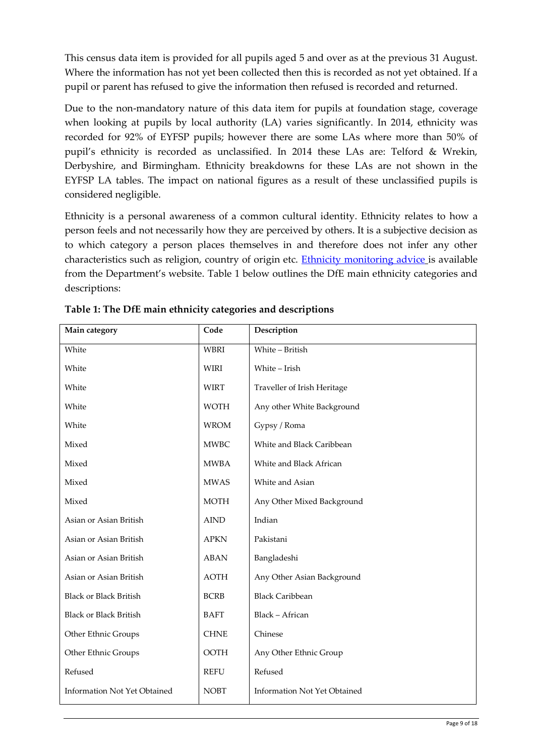This census data item is provided for all pupils aged 5 and over as at the previous 31 August. Where the information has not yet been collected then this is recorded as not yet obtained. If a pupil or parent has refused to give the information then refused is recorded and returned.

Due to the non-mandatory nature of this data item for pupils at foundation stage, coverage when looking at pupils by local authority (LA) varies significantly. In 2014, ethnicity was recorded for 92% of EYFSP pupils; however there are some LAs where more than 50% of pupil's ethnicity is recorded as unclassified. In 2014 these LAs are: Telford & Wrekin, Derbyshire, and Birmingham. Ethnicity breakdowns for these LAs are not shown in the EYFSP LA tables. The impact on national figures as a result of these unclassified pupils is considered negligible.

Ethnicity is a personal awareness of a common cultural identity. Ethnicity relates to how a person feels and not necessarily how they are perceived by others. It is a subjective decision as to which category a person places themselves in and therefore does not infer any other characteristics such as religion, country of origin etc. Ethnicity monitoring advice is available from the Department's website. Table 1 below outlines the DfE main ethnicity categories and descriptions:

**Table 1: The DfE main ethnicity categories and descriptions**

| Main category | Code | Description |
|---|---|---|
| White | WBRI | White – British |
| White | WIRI | White – Irish |
| White | WIRT | Traveller of Irish Heritage |
| White | WOTH | Any other White Background |
| White | WROM | Gypsy / Roma |
| Mixed | MWBC | White and Black Caribbean |
| Mixed | MWBA | White and Black African |
| Mixed | MWAS | White and Asian |
| Mixed | MOTH | Any Other Mixed Background |
| Asian or Asian British | AIND | Indian |
| Asian or Asian British | APKN | Pakistani |
| Asian or Asian British | ABAN | Bangladeshi |
| Asian or Asian British | AOTH | Any Other Asian Background |
| Black or Black British | BCRB | Black Caribbean |
| Black or Black British | BAFT | Black – African |
| Other Ethnic Groups | CHNE | Chinese |
| Other Ethnic Groups | OOTH | Any Other Ethnic Group |
| Refused | REFU | Refused |
| Information Not Yet Obtained | NOBT | Information Not Yet Obtained |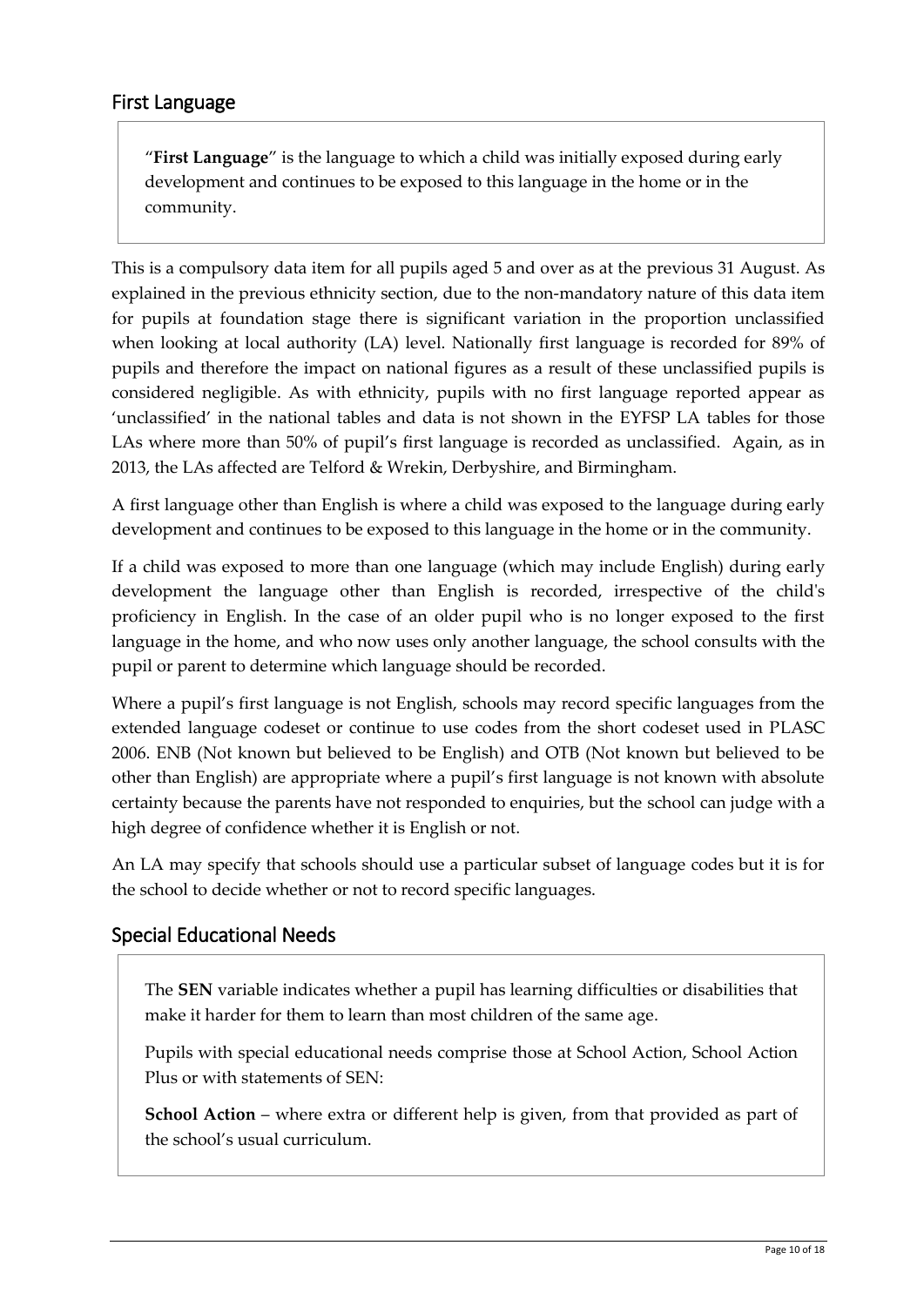## First Language

"**First Language**" is the language to which a child was initially exposed during early development and continues to be exposed to this language in the home or in the community.

This is a compulsory data item for all pupils aged 5 and over as at the previous 31 August. As explained in the previous ethnicity section, due to the non-mandatory nature of this data item for pupils at foundation stage there is significant variation in the proportion unclassified when looking at local authority (LA) level. Nationally first language is recorded for 89% of pupils and therefore the impact on national figures as a result of these unclassified pupils is considered negligible. As with ethnicity, pupils with no first language reported appear as 'unclassified' in the national tables and data is not shown in the EYFSP LA tables for those LAs where more than 50% of pupil's first language is recorded as unclassified. Again, as in 2013, the LAs affected are Telford & Wrekin, Derbyshire, and Birmingham.

A first language other than English is where a child was exposed to the language during early development and continues to be exposed to this language in the home or in the community.

If a child was exposed to more than one language (which may include English) during early development the language other than English is recorded, irrespective of the child's proficiency in English. In the case of an older pupil who is no longer exposed to the first language in the home, and who now uses only another language, the school consults with the pupil or parent to determine which language should be recorded.

Where a pupil's first language is not English, schools may record specific languages from the extended language codeset or continue to use codes from the short codeset used in PLASC 2006. ENB (Not known but believed to be English) and OTB (Not known but believed to be other than English) are appropriate where a pupil's first language is not known with absolute certainty because the parents have not responded to enquiries, but the school can judge with a high degree of confidence whether it is English or not.

An LA may specify that schools should use a particular subset of language codes but it is for the school to decide whether or not to record specific languages.

## Special Educational Needs

The **SEN** variable indicates whether a pupil has learning difficulties or disabilities that make it harder for them to learn than most children of the same age.

Pupils with special educational needs comprise those at School Action, School Action Plus or with statements of SEN:

**School Action** – where extra or different help is given, from that provided as part of the school's usual curriculum.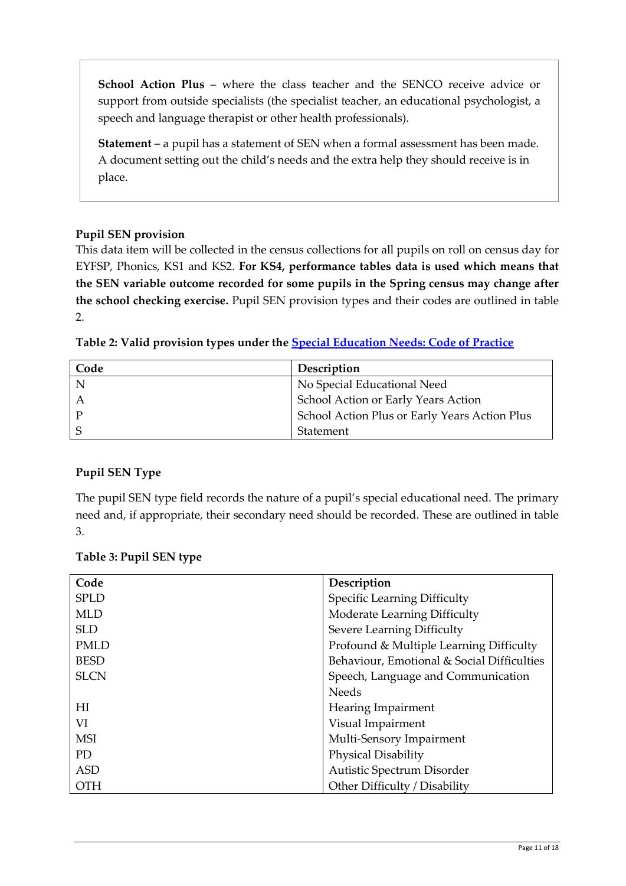**School Action Plus** – where the class teacher and the SENCO receive advice or support from outside specialists (the specialist teacher, an educational psychologist, a speech and language therapist or other health professionals).

**Statement** – a pupil has a statement of SEN when a formal assessment has been made. A document setting out the child's needs and the extra help they should receive is in place.

**Pupil SEN provision**

This data item will be collected in the census collections for all pupils on roll on census day for EYFSP, Phonics, KS1 and KS2. **For KS4, performance tables data is used which means that the SEN variable outcome recorded for some pupils in the Spring census may change after the school checking exercise.** Pupil SEN provision types and their codes are outlined in table 2.

**Table 2: Valid provision types under the [Special Education Needs: Code of Practice]()**

| Code | Description |
|---|---|
| N | No Special Educational Need |
| A | School Action or Early Years Action |
| P | School Action Plus or Early Years Action Plus |
| S | Statement |

**Pupil SEN Type**

The pupil SEN type field records the nature of a pupil's special educational need. The primary need and, if appropriate, their secondary need should be recorded. These are outlined in table 3.

**Table 3: Pupil SEN type**

| Code | Description |
|---|---|
| SPLD | Specific Learning Difficulty |
| MLD | Moderate Learning Difficulty |
| SLD | Severe Learning Difficulty |
| PMLD | Profound & Multiple Learning Difficulty |
| BESD | Behaviour, Emotional & Social Difficulties |
| SLCN | Speech, Language and Communication Needs |
| HI | Hearing Impairment |
| VI | Visual Impairment |
| MSI | Multi-Sensory Impairment |
| PD | Physical Disability |
| ASD | Autistic Spectrum Disorder |
| OTH | Other Difficulty / Disability |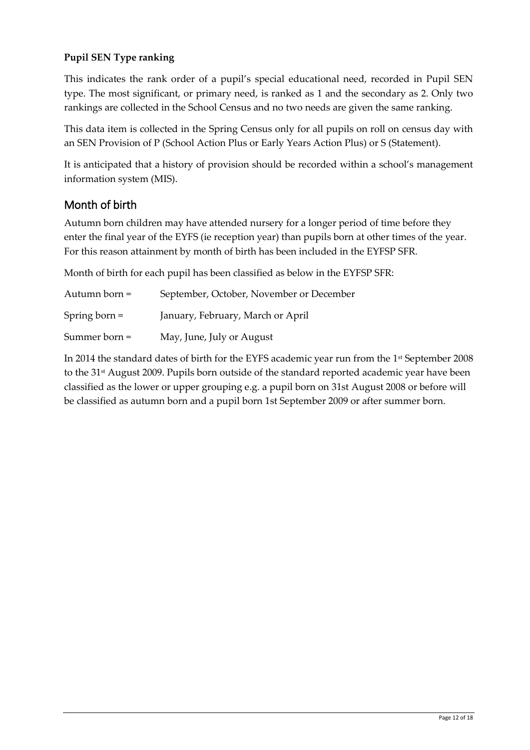**Pupil SEN Type ranking**

This indicates the rank order of a pupil's special educational need, recorded in Pupil SEN type. The most significant, or primary need, is ranked as 1 and the secondary as 2. Only two rankings are collected in the School Census and no two needs are given the same ranking.

This data item is collected in the Spring Census only for all pupils on roll on census day with an SEN Provision of P (School Action Plus or Early Years Action Plus) or S (Statement).

It is anticipated that a history of provision should be recorded within a school's management information system (MIS).

## Month of birth

Autumn born children may have attended nursery for a longer period of time before they enter the final year of the EYFS (ie reception year) than pupils born at other times of the year. For this reason attainment by month of birth has been included in the EYFSP SFR.

Month of birth for each pupil has been classified as below in the EYFSP SFR:

Autumn born = September, October, November or December

Spring born = January, February, March or April

Summer born = May, June, July or August

In 2014 the standard dates of birth for the EYFS academic year run from the 1st September 2008 to the 31st August 2009. Pupils born outside of the standard reported academic year have been classified as the lower or upper grouping e.g. a pupil born on 31st August 2008 or before will be classified as autumn born and a pupil born 1st September 2009 or after summer born.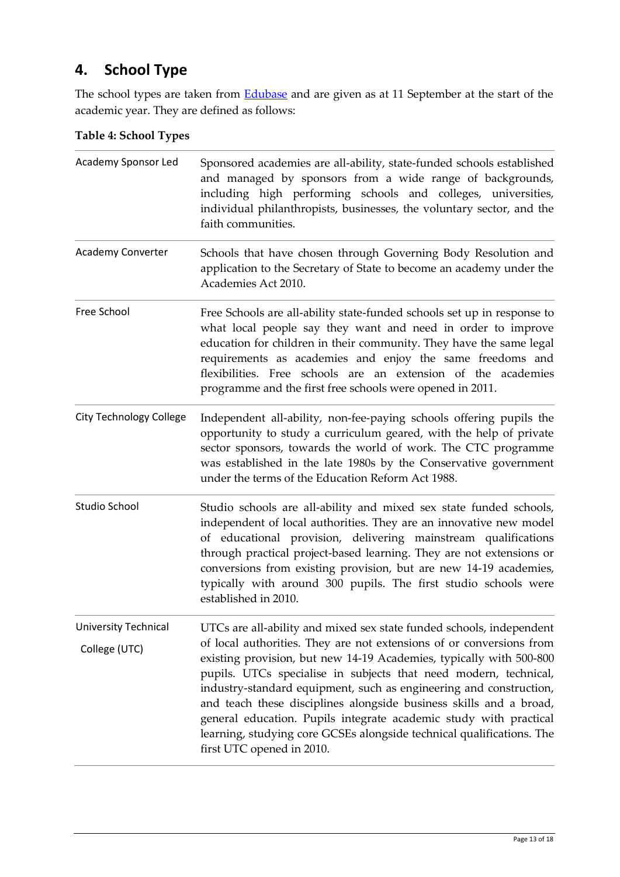## 4. School Type

The school types are taken from Edubase and are given as at 11 September at the start of the academic year. They are defined as follows:

**Table 4: School Types**

| | |
|---|---|
| Academy Sponsor Led | Sponsored academies are all-ability, state-funded schools established and managed by sponsors from a wide range of backgrounds, including high performing schools and colleges, universities, individual philanthropists, businesses, the voluntary sector, and the faith communities. |
| Academy Converter | Schools that have chosen through Governing Body Resolution and application to the Secretary of State to become an academy under the Academies Act 2010. |
| Free School | Free Schools are all-ability state-funded schools set up in response to what local people say they want and need in order to improve education for children in their community. They have the same legal requirements as academies and enjoy the same freedoms and flexibilities. Free schools are an extension of the academies programme and the first free schools were opened in 2011. |
| City Technology College | Independent all-ability, non-fee-paying schools offering pupils the opportunity to study a curriculum geared, with the help of private sector sponsors, towards the world of work. The CTC programme was established in the late 1980s by the Conservative government under the terms of the Education Reform Act 1988. |
| Studio School | Studio schools are all-ability and mixed sex state funded schools, independent of local authorities. They are an innovative new model of educational provision, delivering mainstream qualifications through practical project-based learning. They are not extensions or conversions from existing provision, but are new 14-19 academies, typically with around 300 pupils. The first studio schools were established in 2010. |
| University Technical College (UTC) | UTCs are all-ability and mixed sex state funded schools, independent of local authorities. They are not extensions of or conversions from existing provision, but new 14-19 Academies, typically with 500-800 pupils. UTCs specialise in subjects that need modern, technical, industry-standard equipment, such as engineering and construction, and teach these disciplines alongside business skills and a broad, general education. Pupils integrate academic study with practical learning, studying core GCSEs alongside technical qualifications. The first UTC opened in 2010. |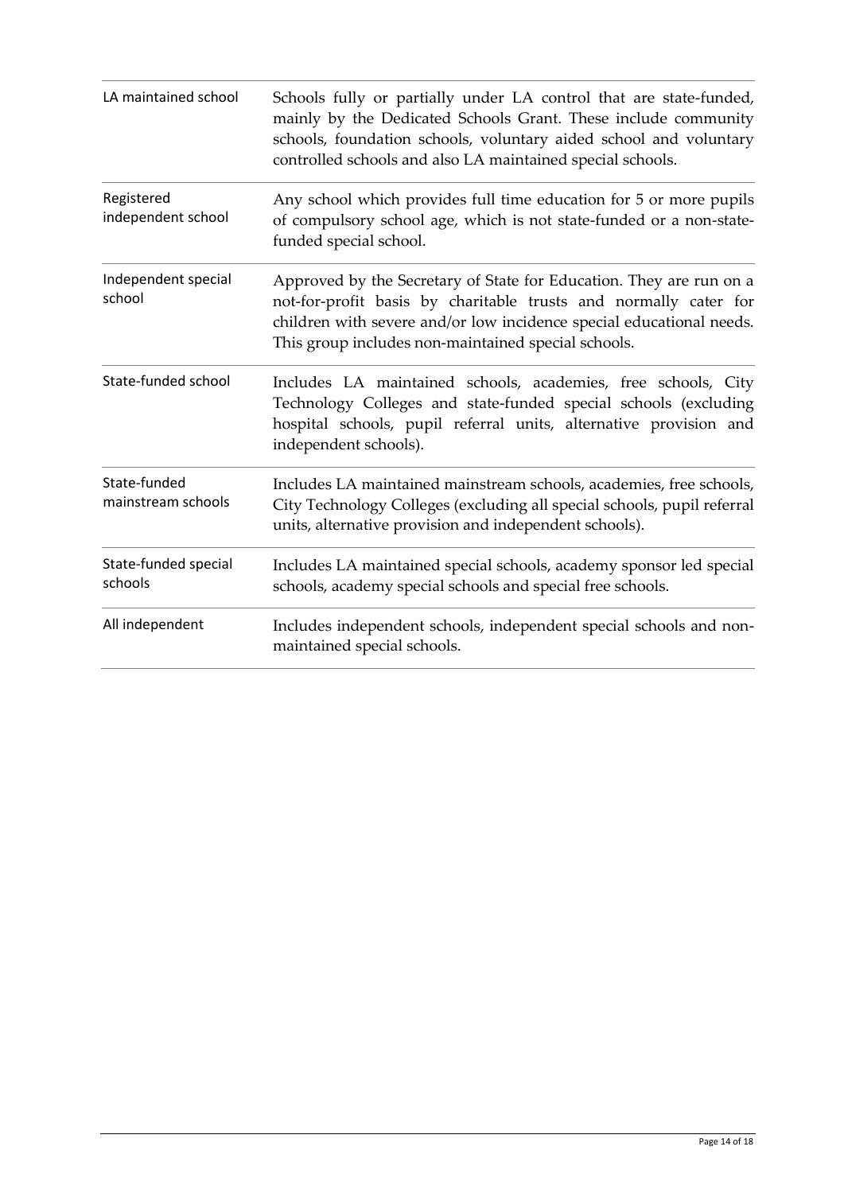| | |
|---|---|
| LA maintained school | Schools fully or partially under LA control that are state-funded, mainly by the Dedicated Schools Grant. These include community schools, foundation schools, voluntary aided school and voluntary controlled schools and also LA maintained special schools. |
| Registered independent school | Any school which provides full time education for 5 or more pupils of compulsory school age, which is not state-funded or a non-state-funded special school. |
| Independent special school | Approved by the Secretary of State for Education. They are run on a not-for-profit basis by charitable trusts and normally cater for children with severe and/or low incidence special educational needs. This group includes non-maintained special schools. |
| State-funded school | Includes LA maintained schools, academies, free schools, City Technology Colleges and state-funded special schools (excluding hospital schools, pupil referral units, alternative provision and independent schools). |
| State-funded mainstream schools | Includes LA maintained mainstream schools, academies, free schools, City Technology Colleges (excluding all special schools, pupil referral units, alternative provision and independent schools). |
| State-funded special schools | Includes LA maintained special schools, academy sponsor led special schools, academy special schools and special free schools. |
| All independent | Includes independent schools, independent special schools and non-maintained special schools. |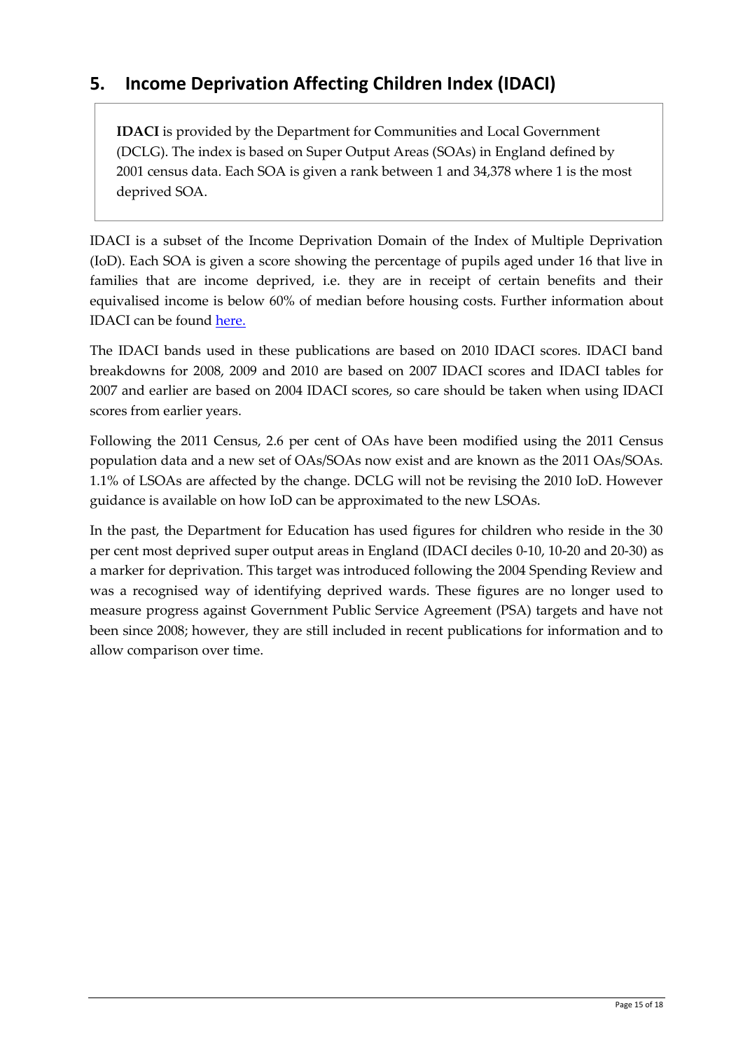## 5. Income Deprivation Affecting Children Index (IDACI)

**IDACI** is provided by the Department for Communities and Local Government (DCLG). The index is based on Super Output Areas (SOAs) in England defined by 2001 census data. Each SOA is given a rank between 1 and 34,378 where 1 is the most deprived SOA.

IDACI is a subset of the Income Deprivation Domain of the Index of Multiple Deprivation (IoD). Each SOA is given a score showing the percentage of pupils aged under 16 that live in families that are income deprived, i.e. they are in receipt of certain benefits and their equivalised income is below 60% of median before housing costs. Further information about IDACI can be found here.

The IDACI bands used in these publications are based on 2010 IDACI scores. IDACI band breakdowns for 2008, 2009 and 2010 are based on 2007 IDACI scores and IDACI tables for 2007 and earlier are based on 2004 IDACI scores, so care should be taken when using IDACI scores from earlier years.

Following the 2011 Census, 2.6 per cent of OAs have been modified using the 2011 Census population data and a new set of OAs/SOAs now exist and are known as the 2011 OAs/SOAs. 1.1% of LSOAs are affected by the change. DCLG will not be revising the 2010 IoD. However guidance is available on how IoD can be approximated to the new LSOAs.

In the past, the Department for Education has used figures for children who reside in the 30 per cent most deprived super output areas in England (IDACI deciles 0-10, 10-20 and 20-30) as a marker for deprivation. This target was introduced following the 2004 Spending Review and was a recognised way of identifying deprived wards. These figures are no longer used to measure progress against Government Public Service Agreement (PSA) targets and have not been since 2008; however, they are still included in recent publications for information and to allow comparison over time.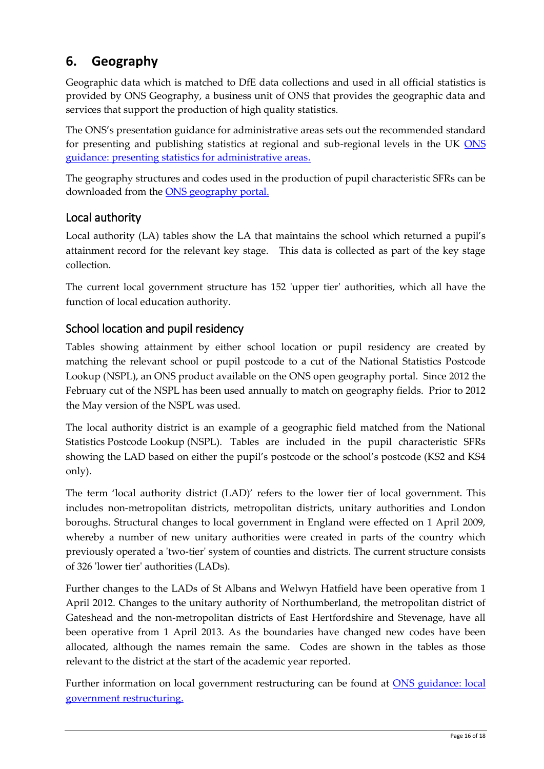## 6. Geography

Geographic data which is matched to DfE data collections and used in all official statistics is provided by ONS Geography, a business unit of ONS that provides the geographic data and services that support the production of high quality statistics.

The ONS's presentation guidance for administrative areas sets out the recommended standard for presenting and publishing statistics at regional and sub-regional levels in the UK [ONS guidance: presenting statistics for administrative areas.]()

The geography structures and codes used in the production of pupil characteristic SFRs can be downloaded from the [ONS geography portal.]()

### Local authority

Local authority (LA) tables show the LA that maintains the school which returned a pupil's attainment record for the relevant key stage. This data is collected as part of the key stage collection.

The current local government structure has 152 'upper tier' authorities, which all have the function of local education authority.

### School location and pupil residency

Tables showing attainment by either school location or pupil residency are created by matching the relevant school or pupil postcode to a cut of the National Statistics Postcode Lookup (NSPL), an ONS product available on the ONS open geography portal. Since 2012 the February cut of the NSPL has been used annually to match on geography fields. Prior to 2012 the May version of the NSPL was used.

The local authority district is an example of a geographic field matched from the National Statistics Postcode Lookup (NSPL). Tables are included in the pupil characteristic SFRs showing the LAD based on either the pupil's postcode or the school's postcode (KS2 and KS4 only).

The term 'local authority district (LAD)' refers to the lower tier of local government. This includes non-metropolitan districts, metropolitan districts, unitary authorities and London boroughs. Structural changes to local government in England were effected on 1 April 2009, whereby a number of new unitary authorities were created in parts of the country which previously operated a 'two-tier' system of counties and districts. The current structure consists of 326 'lower tier' authorities (LADs).

Further changes to the LADs of St Albans and Welwyn Hatfield have been operative from 1 April 2012. Changes to the unitary authority of Northumberland, the metropolitan district of Gateshead and the non-metropolitan districts of East Hertfordshire and Stevenage, have all been operative from 1 April 2013. As the boundaries have changed new codes have been allocated, although the names remain the same. Codes are shown in the tables as those relevant to the district at the start of the academic year reported.

Further information on local government restructuring can be found at [ONS guidance: local government restructuring.]()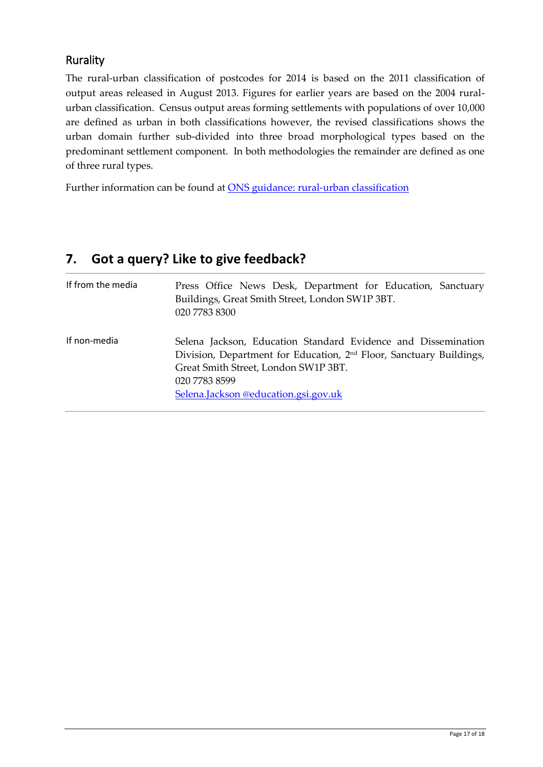### Rurality

The rural-urban classification of postcodes for 2014 is based on the 2011 classification of output areas released in August 2013. Figures for earlier years are based on the 2004 rural-urban classification. Census output areas forming settlements with populations of over 10,000 are defined as urban in both classifications however, the revised classifications shows the urban domain further sub-divided into three broad morphological types based on the predominant settlement component. In both methodologies the remainder are defined as one of three rural types.

Further information can be found at [ONS guidance: rural-urban classification]()

## 7. Got a query? Like to give feedback?

| | |
|---|---|
| If from the media | Press Office News Desk, Department for Education, Sanctuary Buildings, Great Smith Street, London SW1P 3BT.<br>020 7783 8300 |
| If non-media | Selena Jackson, Education Standard Evidence and Dissemination Division, Department for Education, 2nd Floor, Sanctuary Buildings, Great Smith Street, London SW1P 3BT.<br>020 7783 8599<br>Selena.Jackson @education.gsi.gov.uk |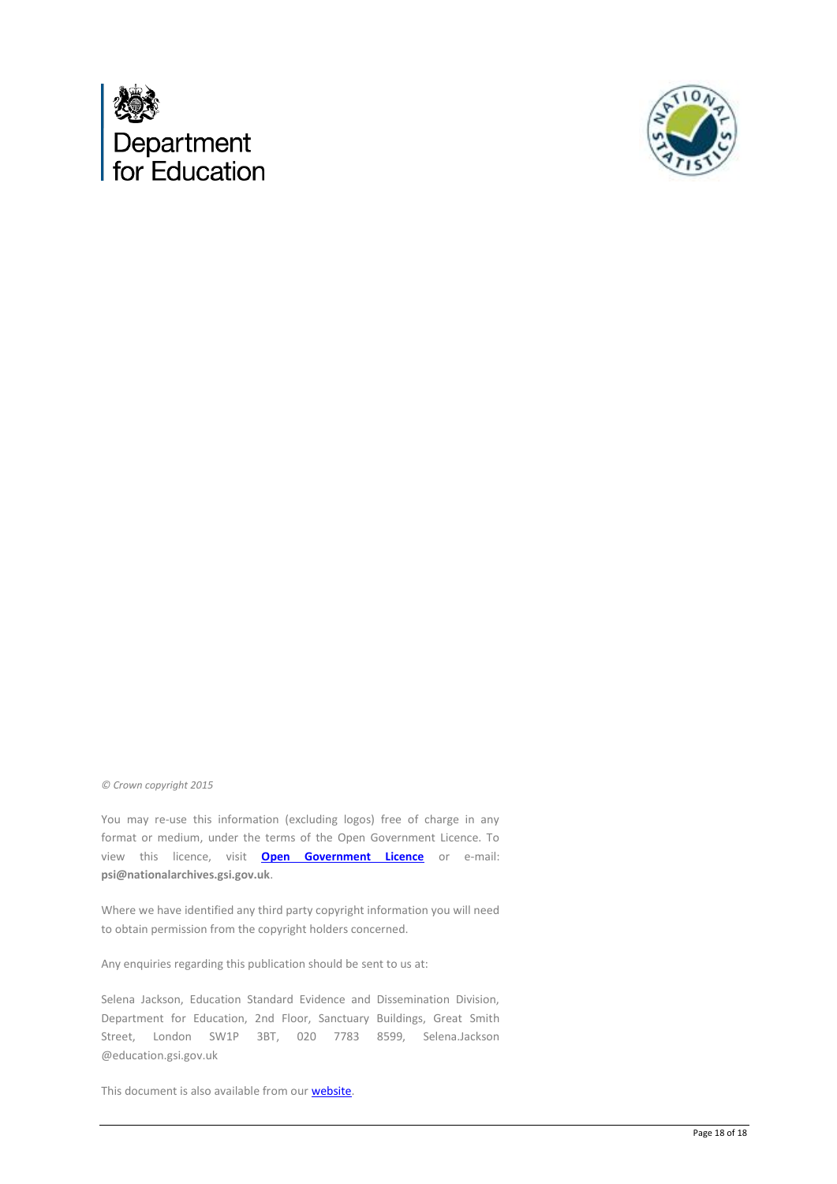*© Crown copyright 2015*

You may re-use this information (excluding logos) free of charge in any format or medium, under the terms of the Open Government Licence. To view this licence, visit **Open Government Licence** or e-mail: **psi@nationalarchives.gsi.gov.uk**.

Where we have identified any third party copyright information you will need to obtain permission from the copyright holders concerned.

Any enquiries regarding this publication should be sent to us at:

Selena Jackson, Education Standard Evidence and Dissemination Division, Department for Education, 2nd Floor, Sanctuary Buildings, Great Smith Street, London SW1P 3BT, 020 7783 8599, Selena.Jackson @education.gsi.gov.uk

This document is also available from our website.